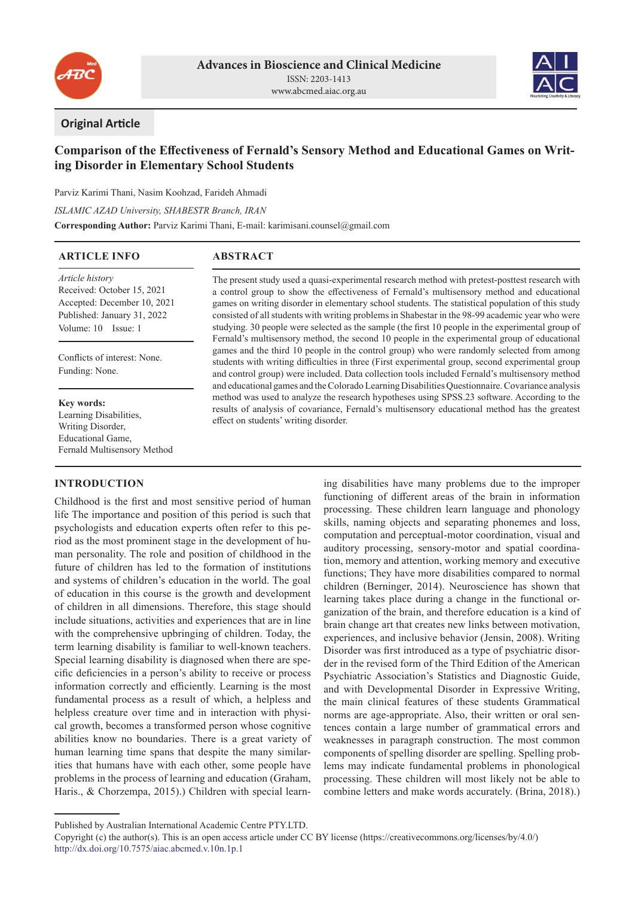Original Article

# Comparison of the Effectiveness of Fernald's Sensory Method and Educational Games on Writing Disorder in Elementary School Students

Parviz Karimi Thani, Nasim Koohzad, Farideh Ahmadi

*ISLAMIC AZAD University, SHABESTR Branch, IRAN*

**Corresponding Author:** Parviz Karimi Thani, E-mail: karimisani.counsel@gmail.com

## ARTICLE INFO

*Article history*
Received: October 15, 2021
Accepted: December 10, 2021
Published: January 31, 2022
Volume: 10 Issue: 1

Conflicts of interest: None.
Funding: None.

**Key words:**
Learning Disabilities,
Writing Disorder,
Educational Game,
Fernald Multisensory Method

## ABSTRACT

The present study used a quasi-experimental research method with pretest-posttest research with a control group to show the effectiveness of Fernald's multisensory method and educational games on writing disorder in elementary school students. The statistical population of this study consisted of all students with writing problems in Shabestar in the 98-99 academic year who were studying. 30 people were selected as the sample (the first 10 people in the experimental group of Fernald's multisensory method, the second 10 people in the experimental group of educational games and the third 10 people in the control group) who were randomly selected from among students with writing difficulties in three (First experimental group, second experimental group and control group) were included. Data collection tools included Fernald's multisensory method and educational games and the Colorado Learning Disabilities Questionnaire. Covariance analysis method was used to analyze the research hypotheses using SPSS.23 software. According to the results of analysis of covariance, Fernald's multisensory educational method has the greatest effect on students' writing disorder.

## INTRODUCTION

Childhood is the first and most sensitive period of human life The importance and position of this period is such that psychologists and education experts often refer to this period as the most prominent stage in the development of human personality. The role and position of childhood in the future of children has led to the formation of institutions and systems of children's education in the world. The goal of education in this course is the growth and development of children in all dimensions. Therefore, this stage should include situations, activities and experiences that are in line with the comprehensive upbringing of children. Today, the term learning disability is familiar to well-known teachers. Special learning disability is diagnosed when there are specific deficiencies in a person's ability to receive or process information correctly and efficiently. Learning is the most fundamental process as a result of which, a helpless and helpless creature over time and in interaction with physical growth, becomes a transformed person whose cognitive abilities know no boundaries. There is a great variety of human learning time spans that despite the many similarities that humans have with each other, some people have problems in the process of learning and education (Graham, Haris., & Chorzempa, 2015).) Children with special learning disabilities have many problems due to the improper functioning of different areas of the brain in information processing. These children learn language and phonology skills, naming objects and separating phonemes and loss, computation and perceptual-motor coordination, visual and auditory processing, sensory-motor and spatial coordination, memory and attention, working memory and executive functions; They have more disabilities compared to normal children (Berninger, 2014). Neuroscience has shown that learning takes place during a change in the functional organization of the brain, and therefore education is a kind of brain change art that creates new links between motivation, experiences, and inclusive behavior (Jensin, 2008). Writing Disorder was first introduced as a type of psychiatric disorder in the revised form of the Third Edition of the American Psychiatric Association's Statistics and Diagnostic Guide, and with Developmental Disorder in Expressive Writing, the main clinical features of these students Grammatical norms are age-appropriate. Also, their written or oral sentences contain a large number of grammatical errors and weaknesses in paragraph construction. The most common components of spelling disorder are spelling. Spelling problems may indicate fundamental problems in phonological processing. These children will most likely not be able to combine letters and make words accurately. (Brina, 2018).)

Published by Australian International Academic Centre PTY.LTD.
Copyright (c) the author(s). This is an open access article under CC BY license (https://creativecommons.org/licenses/by/4.0/)
http://dx.doi.org/10.7575/aiac.abcmed.v.10n.1p.1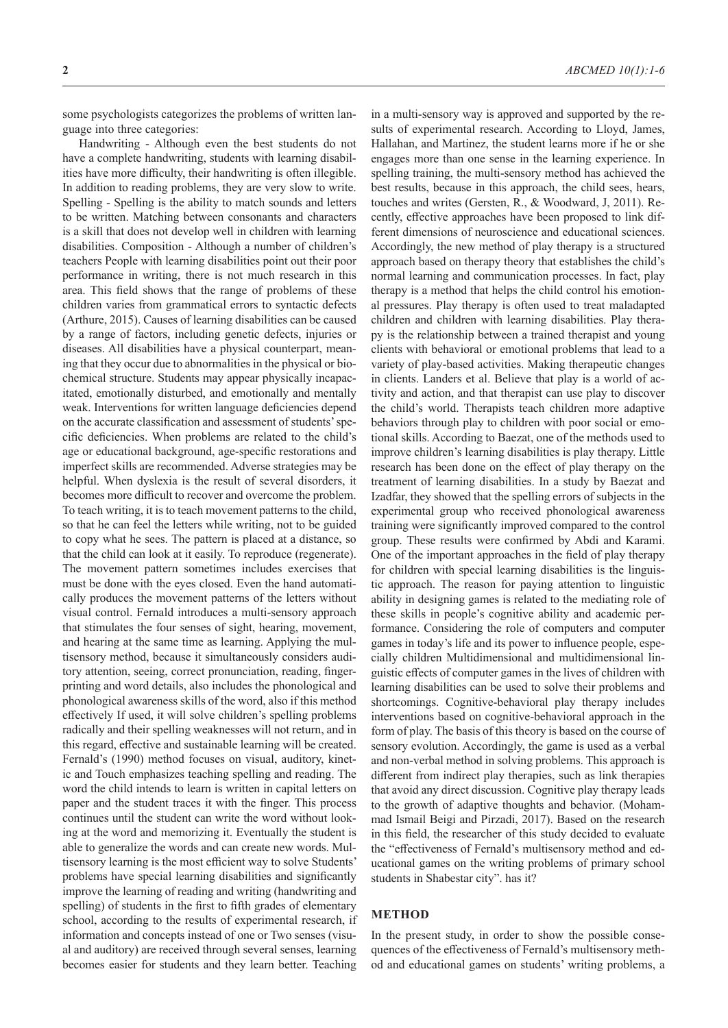some psychologists categorizes the problems of written language into three categories:

Handwriting - Although even the best students do not have a complete handwriting, students with learning disabilities have more difficulty, their handwriting is often illegible. In addition to reading problems, they are very slow to write. Spelling - Spelling is the ability to match sounds and letters to be written. Matching between consonants and characters is a skill that does not develop well in children with learning disabilities. Composition - Although a number of children's teachers People with learning disabilities point out their poor performance in writing, there is not much research in this area. This field shows that the range of problems of these children varies from grammatical errors to syntactic defects (Arthure, 2015). Causes of learning disabilities can be caused by a range of factors, including genetic defects, injuries or diseases. All disabilities have a physical counterpart, meaning that they occur due to abnormalities in the physical or biochemical structure. Students may appear physically incapacitated, emotionally disturbed, and emotionally and mentally weak. Interventions for written language deficiencies depend on the accurate classification and assessment of students' specific deficiencies. When problems are related to the child's age or educational background, age-specific restorations and imperfect skills are recommended. Adverse strategies may be helpful. When dyslexia is the result of several disorders, it becomes more difficult to recover and overcome the problem. To teach writing, it is to teach movement patterns to the child, so that he can feel the letters while writing, not to be guided to copy what he sees. The pattern is placed at a distance, so that the child can look at it easily. To reproduce (regenerate). The movement pattern sometimes includes exercises that must be done with the eyes closed. Even the hand automatically produces the movement patterns of the letters without visual control. Fernald introduces a multi-sensory approach that stimulates the four senses of sight, hearing, movement, and hearing at the same time as learning. Applying the multisensory method, because it simultaneously considers auditory attention, seeing, correct pronunciation, reading, fingerprinting and word details, also includes the phonological and phonological awareness skills of the word, also if this method effectively If used, it will solve children's spelling problems radically and their spelling weaknesses will not return, and in this regard, effective and sustainable learning will be created. Fernald's (1990) method focuses on visual, auditory, kinetic and Touch emphasizes teaching spelling and reading. The word the child intends to learn is written in capital letters on paper and the student traces it with the finger. This process continues until the student can write the word without looking at the word and memorizing it. Eventually the student is able to generalize the words and can create new words. Multisensory learning is the most efficient way to solve Students' problems have special learning disabilities and significantly improve the learning of reading and writing (handwriting and spelling) of students in the first to fifth grades of elementary school, according to the results of experimental research, if information and concepts instead of one or Two senses (visual and auditory) are received through several senses, learning becomes easier for students and they learn better. Teaching in a multi-sensory way is approved and supported by the results of experimental research. According to Lloyd, James, Hallahan, and Martinez, the student learns more if he or she engages more than one sense in the learning experience. In spelling training, the multi-sensory method has achieved the best results, because in this approach, the child sees, hears, touches and writes (Gersten, R., & Woodward, J, 2011). Recently, effective approaches have been proposed to link different dimensions of neuroscience and educational sciences. Accordingly, the new method of play therapy is a structured approach based on therapy theory that establishes the child's normal learning and communication processes. In fact, play therapy is a method that helps the child control his emotional pressures. Play therapy is often used to treat maladapted children and children with learning disabilities. Play therapy is the relationship between a trained therapist and young clients with behavioral or emotional problems that lead to a variety of play-based activities. Making therapeutic changes in clients. Landers et al. Believe that play is a world of activity and action, and that therapist can use play to discover the child's world. Therapists teach children more adaptive behaviors through play to children with poor social or emotional skills. According to Baezat, one of the methods used to improve children's learning disabilities is play therapy. Little research has been done on the effect of play therapy on the treatment of learning disabilities. In a study by Baezat and Izadfar, they showed that the spelling errors of subjects in the experimental group who received phonological awareness training were significantly improved compared to the control group. These results were confirmed by Abdi and Karami. One of the important approaches in the field of play therapy for children with special learning disabilities is the linguistic approach. The reason for paying attention to linguistic ability in designing games is related to the mediating role of these skills in people's cognitive ability and academic performance. Considering the role of computers and computer games in today's life and its power to influence people, especially children Multidimensional and multidimensional linguistic effects of computer games in the lives of children with learning disabilities can be used to solve their problems and shortcomings. Cognitive-behavioral play therapy includes interventions based on cognitive-behavioral approach in the form of play. The basis of this theory is based on the course of sensory evolution. Accordingly, the game is used as a verbal and non-verbal method in solving problems. This approach is different from indirect play therapies, such as link therapies that avoid any direct discussion. Cognitive play therapy leads to the growth of adaptive thoughts and behavior. (Mohammad Ismail Beigi and Pirzadi, 2017). Based on the research in this field, the researcher of this study decided to evaluate the "effectiveness of Fernald's multisensory method and educational games on the writing problems of primary school students in Shabestar city". has it?

## METHOD

In the present study, in order to show the possible consequences of the effectiveness of Fernald's multisensory method and educational games on students' writing problems, a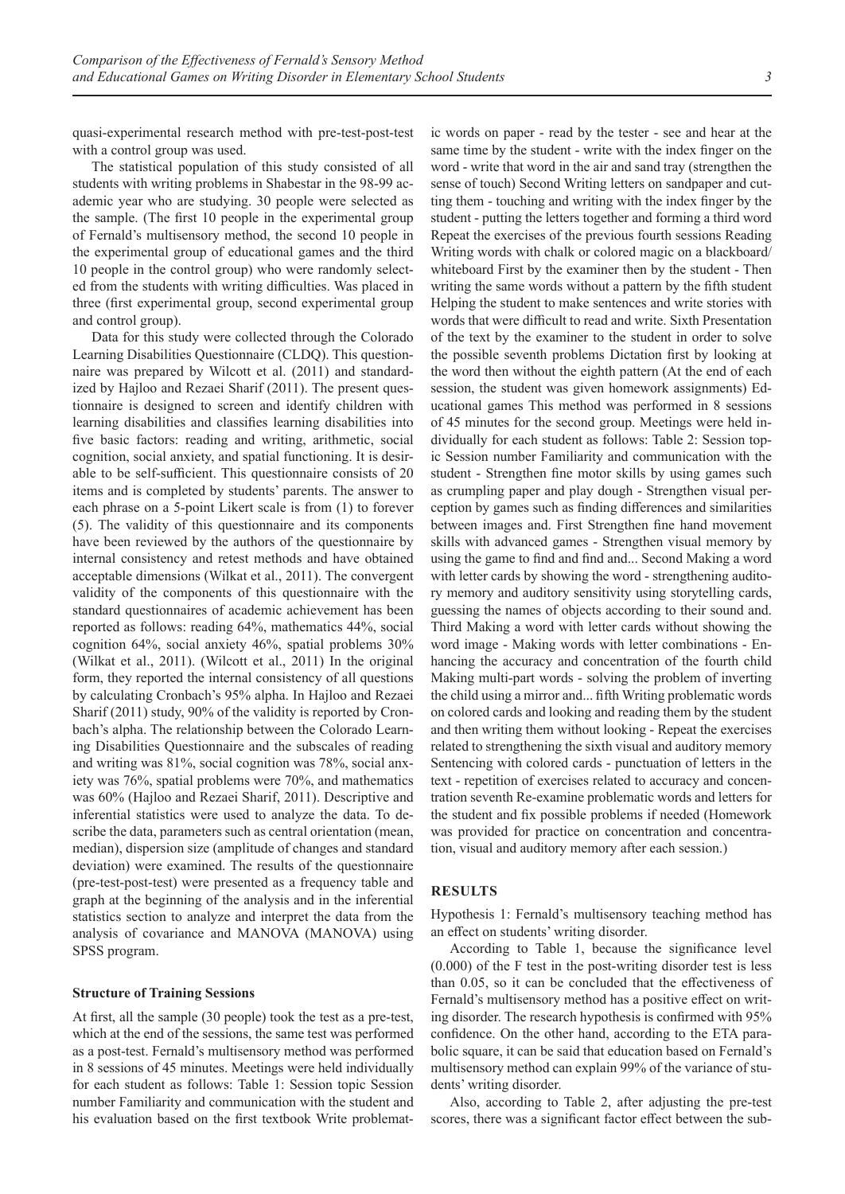quasi-experimental research method with pre-test-post-test with a control group was used.

The statistical population of this study consisted of all students with writing problems in Shabestar in the 98-99 academic year who are studying. 30 people were selected as the sample. (The first 10 people in the experimental group of Fernald's multisensory method, the second 10 people in the experimental group of educational games and the third 10 people in the control group) who were randomly selected from the students with writing difficulties. Was placed in three (first experimental group, second experimental group and control group).

Data for this study were collected through the Colorado Learning Disabilities Questionnaire (CLDQ). This questionnaire was prepared by Wilcott et al. (2011) and standardized by Hajloo and Rezaei Sharif (2011). The present questionnaire is designed to screen and identify children with learning disabilities and classifies learning disabilities into five basic factors: reading and writing, arithmetic, social cognition, social anxiety, and spatial functioning. It is desirable to be self-sufficient. This questionnaire consists of 20 items and is completed by students' parents. The answer to each phrase on a 5-point Likert scale is from (1) to forever (5). The validity of this questionnaire and its components have been reviewed by the authors of the questionnaire by internal consistency and retest methods and have obtained acceptable dimensions (Wilkat et al., 2011). The convergent validity of the components of this questionnaire with the standard questionnaires of academic achievement has been reported as follows: reading 64%, mathematics 44%, social cognition 64%, social anxiety 46%, spatial problems 30% (Wilkat et al., 2011). (Wilcott et al., 2011) In the original form, they reported the internal consistency of all questions by calculating Cronbach's 95% alpha. In Hajloo and Rezaei Sharif (2011) study, 90% of the validity is reported by Cronbach's alpha. The relationship between the Colorado Learning Disabilities Questionnaire and the subscales of reading and writing was 81%, social cognition was 78%, social anxiety was 76%, spatial problems were 70%, and mathematics was 60% (Hajloo and Rezaei Sharif, 2011). Descriptive and inferential statistics were used to analyze the data. To describe the data, parameters such as central orientation (mean, median), dispersion size (amplitude of changes and standard deviation) were examined. The results of the questionnaire (pre-test-post-test) were presented as a frequency table and graph at the beginning of the analysis and in the inferential statistics section to analyze and interpret the data from the analysis of covariance and MANOVA (MANOVA) using SPSS program.

### Structure of Training Sessions

At first, all the sample (30 people) took the test as a pre-test, which at the end of the sessions, the same test was performed as a post-test. Fernald's multisensory method was performed in 8 sessions of 45 minutes. Meetings were held individually for each student as follows: Table 1: Session topic Session number Familiarity and communication with the student and his evaluation based on the first textbook Write problematic words on paper - read by the tester - see and hear at the same time by the student - write with the index finger on the word - write that word in the air and sand tray (strengthen the sense of touch) Second Writing letters on sandpaper and cutting them - touching and writing with the index finger by the student - putting the letters together and forming a third word Repeat the exercises of the previous fourth sessions Reading Writing words with chalk or colored magic on a blackboard/whiteboard First by the examiner then by the student - Then writing the same words without a pattern by the fifth student Helping the student to make sentences and write stories with words that were difficult to read and write. Sixth Presentation of the text by the examiner to the student in order to solve the possible seventh problems Dictation first by looking at the word then without the eighth pattern (At the end of each session, the student was given homework assignments) Educational games This method was performed in 8 sessions of 45 minutes for the second group. Meetings were held individually for each student as follows: Table 2: Session topic Session number Familiarity and communication with the student - Strengthen fine motor skills by using games such as crumpling paper and play dough - Strengthen visual perception by games such as finding differences and similarities between images and. First Strengthen fine hand movement skills with advanced games - Strengthen visual memory by using the game to find and find and... Second Making a word with letter cards by showing the word - strengthening auditory memory and auditory sensitivity using storytelling cards, guessing the names of objects according to their sound and. Third Making a word with letter cards without showing the word image - Making words with letter combinations - Enhancing the accuracy and concentration of the fourth child Making multi-part words - solving the problem of inverting the child using a mirror and... fifth Writing problematic words on colored cards and looking and reading them by the student and then writing them without looking - Repeat the exercises related to strengthening the sixth visual and auditory memory Sentencing with colored cards - punctuation of letters in the text - repetition of exercises related to accuracy and concentration seventh Re-examine problematic words and letters for the student and fix possible problems if needed (Homework was provided for practice on concentration and concentration, visual and auditory memory after each session.)

## RESULTS

Hypothesis 1: Fernald's multisensory teaching method has an effect on students' writing disorder.

According to Table 1, because the significance level (0.000) of the F test in the post-writing disorder test is less than 0.05, so it can be concluded that the effectiveness of Fernald's multisensory method has a positive effect on writing disorder. The research hypothesis is confirmed with 95% confidence. On the other hand, according to the ETA parabolic square, it can be said that education based on Fernald's multisensory method can explain 99% of the variance of students' writing disorder.

Also, according to Table 2, after adjusting the pre-test scores, there was a significant factor effect between the sub-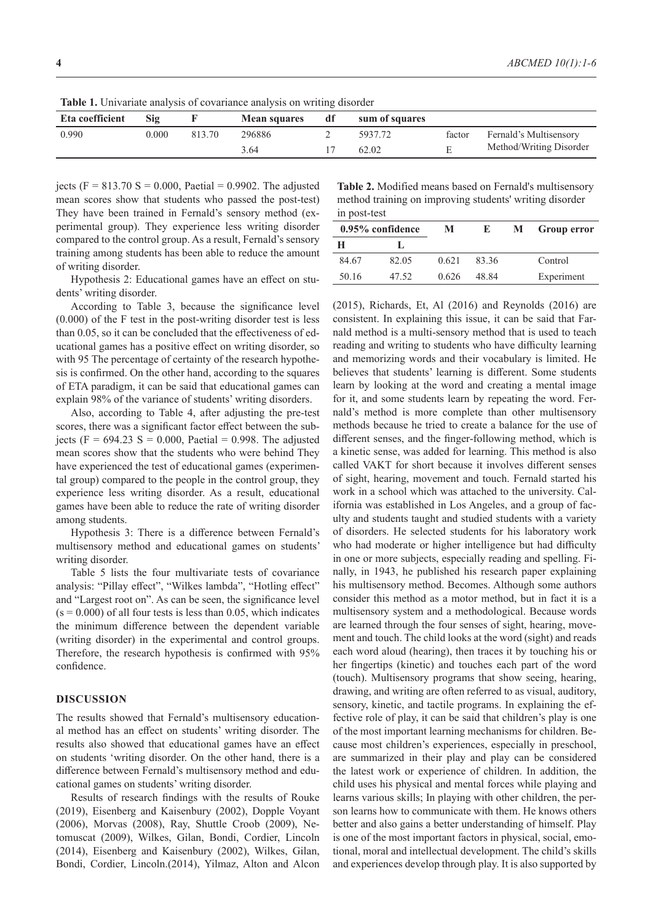**Table 1.** Univariate analysis of covariance analysis on writing disorder

| Eta coefficient | Sig | F | Mean squares | df | sum of squares | | |
|---|---|---|---|---|---|---|---|
| 0.990 | 0.000 | 813.70 | 296886 | 2 | 5937.72 | factor | Fernald's Multisensory Method/Writing Disorder |
| | | | 3.64 | 17 | 62.02 | E | |

jects (F = 813.70 S = 0.000, Paetial = 0.9902. The adjusted mean scores show that students who passed the post-test) They have been trained in Fernald's sensory method (experimental group). They experience less writing disorder compared to the control group. As a result, Fernald's sensory training among students has been able to reduce the amount of writing disorder.

Hypothesis 2: Educational games have an effect on students' writing disorder.

According to Table 3, because the significance level (0.000) of the F test in the post-writing disorder test is less than 0.05, so it can be concluded that the effectiveness of educational games has a positive effect on writing disorder, so with 95 The percentage of certainty of the research hypothesis is confirmed. On the other hand, according to the squares of ETA paradigm, it can be said that educational games can explain 98% of the variance of students' writing disorders.

Also, according to Table 4, after adjusting the pre-test scores, there was a significant factor effect between the subjects (F = 694.23 S = 0.000, Paetial = 0.998. The adjusted mean scores show that the students who were behind They have experienced the test of educational games (experimental group) compared to the people in the control group, they experience less writing disorder. As a result, educational games have been able to reduce the rate of writing disorder among students.

Hypothesis 3: There is a difference between Fernald's multisensory method and educational games on students' writing disorder.

Table 5 lists the four multivariate tests of covariance analysis: "Pillay effect", "Wilkes lambda", "Hotling effect" and "Largest root on". As can be seen, the significance level (s = 0.000) of all four tests is less than 0.05, which indicates the minimum difference between the dependent variable (writing disorder) in the experimental and control groups. Therefore, the research hypothesis is confirmed with 95% confidence.

## DISCUSSION

The results showed that Fernald's multisensory educational method has an effect on students' writing disorder. The results also showed that educational games have an effect on students 'writing disorder. On the other hand, there is a difference between Fernald's multisensory method and educational games on students' writing disorder.

Results of research findings with the results of Rouke (2019), Eisenberg and Kaisenbury (2002), Dopple Voyant (2006), Morvas (2008), Ray, Shuttle Croob (2009), Netomuscat (2009), Wilkes, Gilan, Bondi, Cordier, Lincoln (2014), Eisenberg and Kaisenbury (2002), Wilkes, Gilan, Bondi, Cordier, Lincoln.(2014), Yilmaz, Alton and Alcon

**Table 2.** Modified means based on Fernald's multisensory method training on improving students' writing disorder in post-test

| 0.95% confidence | | M | E | M | Group error |
|---|---|---|---|---|---|
| H | L | | | | |
| 84.67 | 82.05 | 0.621 | 83.36 | | Control |
| 50.16 | 47.52 | 0.626 | 48.84 | | Experiment |

(2015), Richards, Et, Al (2016) and Reynolds (2016) are consistent. In explaining this issue, it can be said that Farnald method is a multi-sensory method that is used to teach reading and writing to students who have difficulty learning and memorizing words and their vocabulary is limited. He believes that students' learning is different. Some students learn by looking at the word and creating a mental image for it, and some students learn by repeating the word. Fernald's method is more complete than other multisensory methods because he tried to create a balance for the use of different senses, and the finger-following method, which is a kinetic sense, was added for learning. This method is also called VAKT for short because it involves different senses of sight, hearing, movement and touch. Fernald started his work in a school which was attached to the university. California was established in Los Angeles, and a group of faculty and students taught and studied students with a variety of disorders. He selected students for his laboratory work who had moderate or higher intelligence but had difficulty in one or more subjects, especially reading and spelling. Finally, in 1943, he published his research paper explaining his multisensory method. Becomes. Although some authors consider this method as a motor method, but in fact it is a multisensory system and a methodological. Because words are learned through the four senses of sight, hearing, movement and touch. The child looks at the word (sight) and reads each word aloud (hearing), then traces it by touching his or her fingertips (kinetic) and touches each part of the word (touch). Multisensory programs that show seeing, hearing, drawing, and writing are often referred to as visual, auditory, sensory, kinetic, and tactile programs. In explaining the effective role of play, it can be said that children's play is one of the most important learning mechanisms for children. Because most children's experiences, especially in preschool, are summarized in their play and play can be considered the latest work or experience of children. In addition, the child uses his physical and mental forces while playing and learns various skills; In playing with other children, the person learns how to communicate with them. He knows others better and also gains a better understanding of himself. Play is one of the most important factors in physical, social, emotional, moral and intellectual development. The child's skills and experiences develop through play. It is also supported by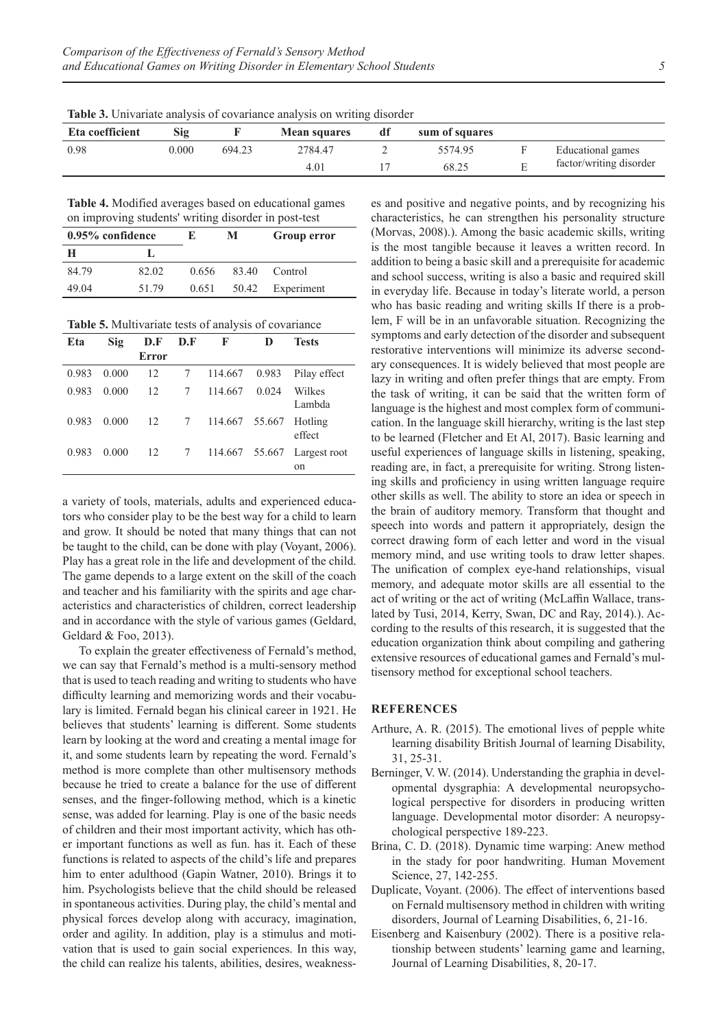**Table 3.** Univariate analysis of covariance analysis on writing disorder

| Eta coefficient | Sig | F | Mean squares | df | sum of squares | | |
|---|---|---|---|---|---|---|---|
| 0.98 | 0.000 | 694.23 | 2784.47 | 2 | 5574.95 | F | Educational games factor/writing disorder |
| | | | 4.01 | 17 | 68.25 | E | |

**Table 4.** Modified averages based on educational games on improving students' writing disorder in post-test

| 0.95% confidence | | E | M | Group error |
|---|---|---|---|---|
| H | L | | | |
| 84.79 | 82.02 | 0.656 | 83.40 | Control |
| 49.04 | 51.79 | 0.651 | 50.42 | Experiment |

**Table 5.** Multivariate tests of analysis of covariance

| Eta | Sig | D.F Error | D.F | F | D | Tests |
|---|---|---|---|---|---|---|
| 0.983 | 0.000 | 12 | 7 | 114.667 | 0.983 | Pilay effect |
| 0.983 | 0.000 | 12 | 7 | 114.667 | 0.024 | Wilkes Lambda |
| 0.983 | 0.000 | 12 | 7 | 114.667 | 55.667 | Hotling effect |
| 0.983 | 0.000 | 12 | 7 | 114.667 | 55.667 | Largest root on |

a variety of tools, materials, adults and experienced educators who consider play to be the best way for a child to learn and grow. It should be noted that many things that can not be taught to the child, can be done with play (Voyant, 2006). Play has a great role in the life and development of the child. The game depends to a large extent on the skill of the coach and teacher and his familiarity with the spirits and age characteristics and characteristics of children, correct leadership and in accordance with the style of various games (Geldard, Geldard & Foo, 2013).

To explain the greater effectiveness of Fernald's method, we can say that Fernald's method is a multi-sensory method that is used to teach reading and writing to students who have difficulty learning and memorizing words and their vocabulary is limited. Fernald began his clinical career in 1921. He believes that students' learning is different. Some students learn by looking at the word and creating a mental image for it, and some students learn by repeating the word. Fernald's method is more complete than other multisensory methods because he tried to create a balance for the use of different senses, and the finger-following method, which is a kinetic sense, was added for learning. Play is one of the basic needs of children and their most important activity, which has other important functions as well as fun. has it. Each of these functions is related to aspects of the child's life and prepares him to enter adulthood (Gapin Watner, 2010). Brings it to him. Psychologists believe that the child should be released in spontaneous activities. During play, the child's mental and physical forces develop along with accuracy, imagination, order and agility. In addition, play is a stimulus and motivation that is used to gain social experiences. In this way, the child can realize his talents, abilities, desires, weaknesses and positive and negative points, and by recognizing his characteristics, he can strengthen his personality structure (Morvas, 2008).). Among the basic academic skills, writing is the most tangible because it leaves a written record. In addition to being a basic skill and a prerequisite for academic and school success, writing is also a basic and required skill in everyday life. Because in today's literate world, a person who has basic reading and writing skills If there is a problem, F will be in an unfavorable situation. Recognizing the symptoms and early detection of the disorder and subsequent restorative interventions will minimize its adverse secondary consequences. It is widely believed that most people are lazy in writing and often prefer things that are empty. From the task of writing, it can be said that the written form of language is the highest and most complex form of communication. In the language skill hierarchy, writing is the last step to be learned (Fletcher and Et Al, 2017). Basic learning and useful experiences of language skills in listening, speaking, reading are, in fact, a prerequisite for writing. Strong listening skills and proficiency in using written language require other skills as well. The ability to store an idea or speech in the brain of auditory memory. Transform that thought and speech into words and pattern it appropriately, design the correct drawing form of each letter and word in the visual memory mind, and use writing tools to draw letter shapes. The unification of complex eye-hand relationships, visual memory, and adequate motor skills are all essential to the act of writing or the act of writing (McLaffin Wallace, translated by Tusi, 2014, Kerry, Swan, DC and Ray, 2014).). According to the results of this research, it is suggested that the education organization think about compiling and gathering extensive resources of educational games and Fernald's multisensory method for exceptional school teachers.

## REFERENCES

- Arthure, A. R. (2015). The emotional lives of pepple white learning disability British Journal of learning Disability, 31, 25-31.
- Berninger, V. W. (2014). Understanding the graphia in developmental dysgraphia: A developmental neuropsychological perspective for disorders in producing written language. Developmental motor disorder: A neuropsychological perspective 189-223.
- Brina, C. D. (2018). Dynamic time warping: Anew method in the stady for poor handwriting. Human Movement Science, 27, 142-255.
- Duplicate, Voyant. (2006). The effect of interventions based on Fernald multisensory method in children with writing disorders, Journal of Learning Disabilities, 6, 21-16.
- Eisenberg and Kaisenbury (2002). There is a positive relationship between students' learning game and learning, Journal of Learning Disabilities, 8, 20-17.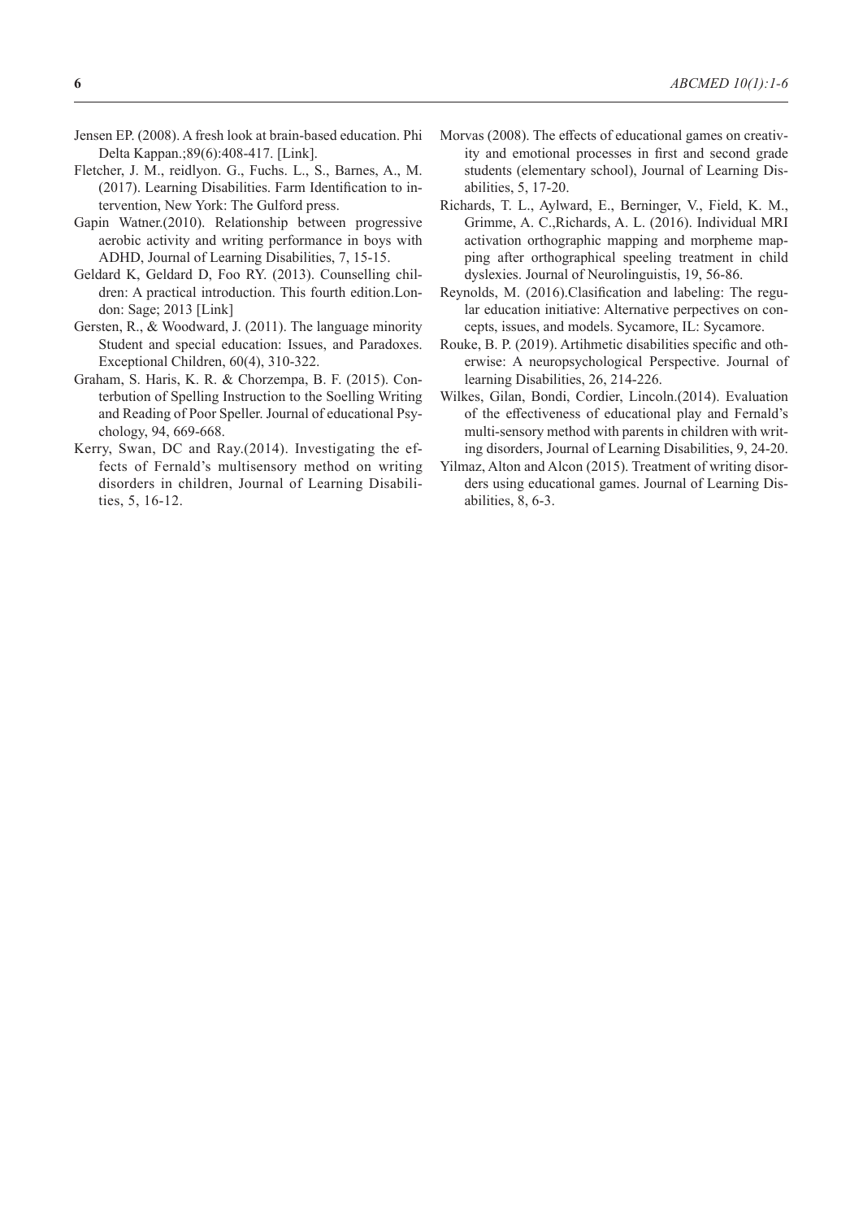Jensen EP. (2008). A fresh look at brain-based education. Phi Delta Kappan.;89(6):408-417. [Link].

Fletcher, J. M., reidlyon. G., Fuchs. L., S., Barnes, A., M. (2017). Learning Disabilities. Farm Identification to intervention, New York: The Gulford press.

Gapin Watner.(2010). Relationship between progressive aerobic activity and writing performance in boys with ADHD, Journal of Learning Disabilities, 7, 15-15.

Geldard K, Geldard D, Foo RY. (2013). Counselling children: A practical introduction. This fourth edition.London: Sage; 2013 [Link]

Gersten, R., & Woodward, J. (2011). The language minority Student and special education: Issues, and Paradoxes. Exceptional Children, 60(4), 310-322.

Graham, S. Haris, K. R. & Chorzempa, B. F. (2015). Conterbution of Spelling Instruction to the Soelling Writing and Reading of Poor Speller. Journal of educational Psychology, 94, 669-668.

Kerry, Swan, DC and Ray.(2014). Investigating the effects of Fernald's multisensory method on writing disorders in children, Journal of Learning Disabilities, 5, 16-12.

Morvas (2008). The effects of educational games on creativity and emotional processes in first and second grade students (elementary school), Journal of Learning Disabilities, 5, 17-20.

Richards, T. L., Aylward, E., Berninger, V., Field, K. M., Grimme, A. C.,Richards, A. L. (2016). Individual MRI activation orthographic mapping and morpheme mapping after orthographical speeling treatment in child dyslexies. Journal of Neurolinguistis, 19, 56-86.

Reynolds, M. (2016).Clasification and labeling: The regular education initiative: Alternative perpectives on concepts, issues, and models. Sycamore, IL: Sycamore.

Rouke, B. P. (2019). Artihmetic disabilities specific and otherwise: A neuropsychological Perspective. Journal of learning Disabilities, 26, 214-226.

Wilkes, Gilan, Bondi, Cordier, Lincoln.(2014). Evaluation of the effectiveness of educational play and Fernald's multi-sensory method with parents in children with writing disorders, Journal of Learning Disabilities, 9, 24-20.

Yilmaz, Alton and Alcon (2015). Treatment of writing disorders using educational games. Journal of Learning Disabilities, 8, 6-3.